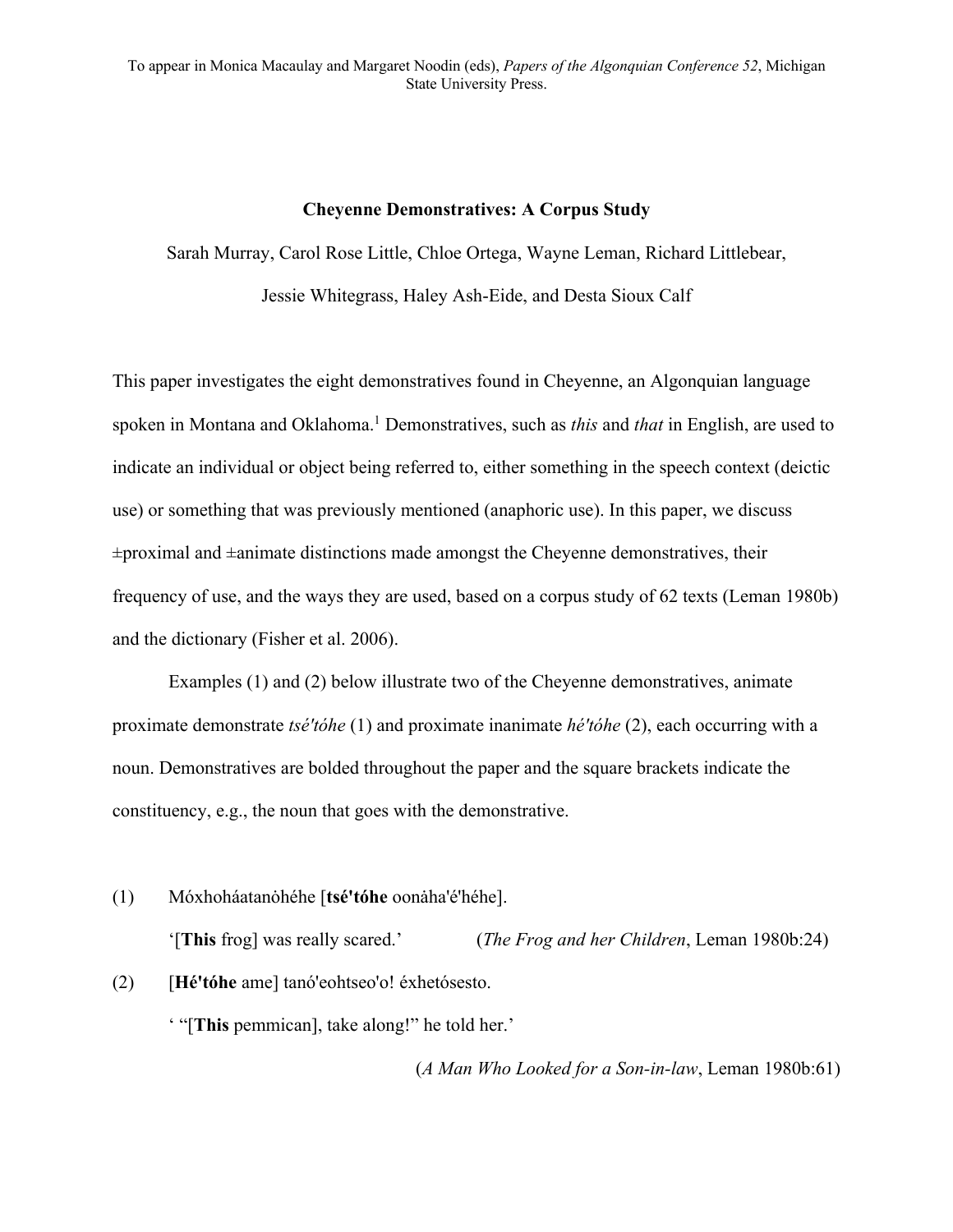To appear in Monica Macaulay and Margaret Noodin (eds), *Papers of the Algonquian Conference 52*, Michigan State University Press.

# Cheyenne Demonstratives: A Corpus Study

Sarah Murray, Carol Rose Little, Chloe Ortega, Wayne Leman, Richard Littlebear, Jessie Whitegrass, Haley Ash-Eide, and Desta Sioux Calf

This paper investigates the eight demonstratives found in Cheyenne, an Algonquian language spoken in Montana and Oklahoma.[1] Demonstratives, such as *this* and *that* in English, are used to indicate an individual or object being referred to, either something in the speech context (deictic use) or something that was previously mentioned (anaphoric use). In this paper, we discuss ±proximal and ±animate distinctions made amongst the Cheyenne demonstratives, their frequency of use, and the ways they are used, based on a corpus study of 62 texts (Leman 1980b) and the dictionary (Fisher et al. 2006).

Examples (1) and (2) below illustrate two of the Cheyenne demonstratives, animate proximate demonstrate *tsé'tóhe* (1) and proximate inanimate *hé'tóhe* (2), each occurring with a noun. Demonstratives are bolded throughout the paper and the square brackets indicate the constituency, e.g., the noun that goes with the demonstrative.

(1) Móxhoháatanòhéhe [**tsé'tóhe** oonȧha'é'héhe].

'[**This** frog] was really scared.' (*The Frog and her Children*, Leman 1980b:24)

(2) [**Hé'tóhe** ame] tanó'eohtseo'o! éxhetósesto.

' "[**This** pemmican], take along!" he told her.'

(*A Man Who Looked for a Son-in-law*, Leman 1980b:61)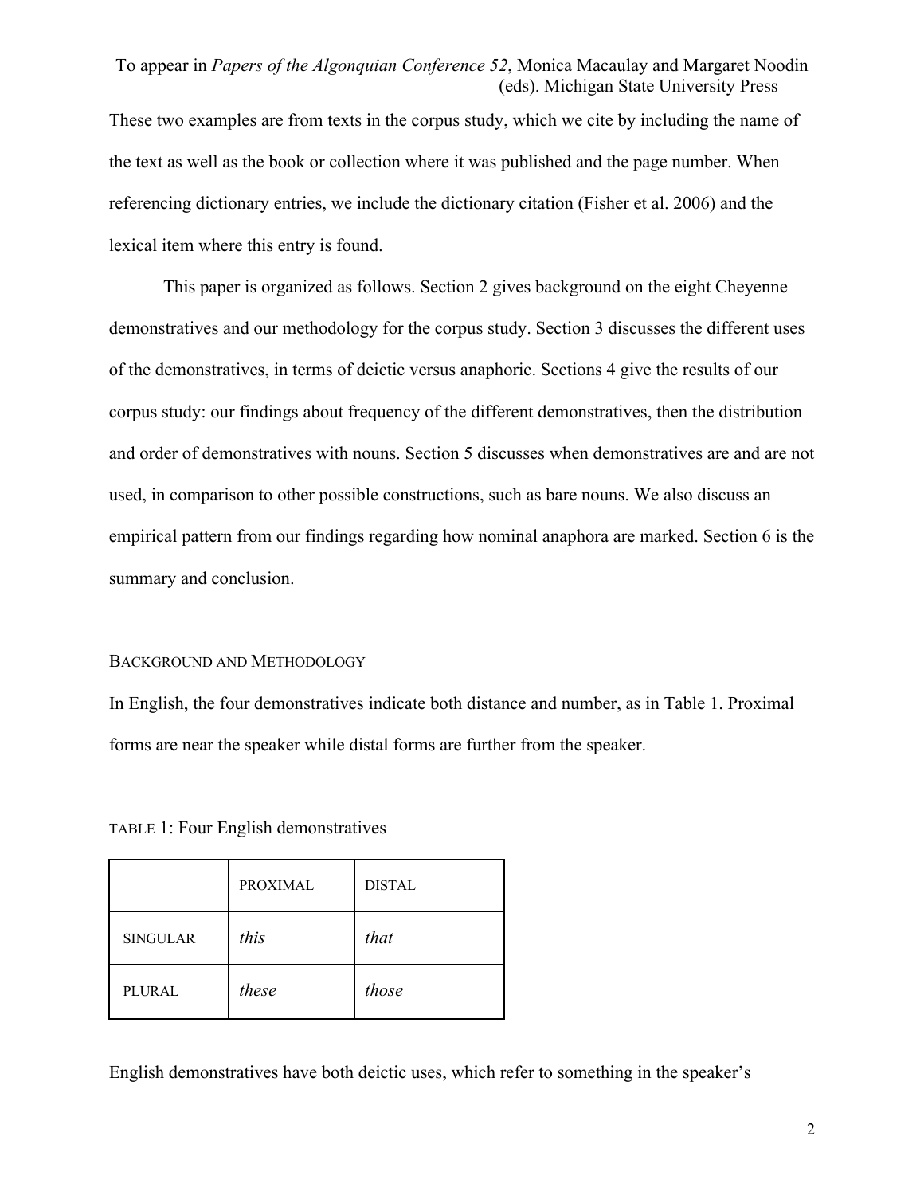These two examples are from texts in the corpus study, which we cite by including the name of the text as well as the book or collection where it was published and the page number. When referencing dictionary entries, we include the dictionary citation (Fisher et al. 2006) and the lexical item where this entry is found.

This paper is organized as follows. Section 2 gives background on the eight Cheyenne demonstratives and our methodology for the corpus study. Section 3 discusses the different uses of the demonstratives, in terms of deictic versus anaphoric. Sections 4 give the results of our corpus study: our findings about frequency of the different demonstratives, then the distribution and order of demonstratives with nouns. Section 5 discusses when demonstratives are and are not used, in comparison to other possible constructions, such as bare nouns. We also discuss an empirical pattern from our findings regarding how nominal anaphora are marked. Section 6 is the summary and conclusion.

## BACKGROUND AND METHODOLOGY

In English, the four demonstratives indicate both distance and number, as in Table 1. Proximal forms are near the speaker while distal forms are further from the speaker.

TABLE 1: Four English demonstratives

| | PROXIMAL | DISTAL |
|---|---|---|
| SINGULAR | *this* | *that* |
| PLURAL | *these* | *those* |

English demonstratives have both deictic uses, which refer to something in the speaker's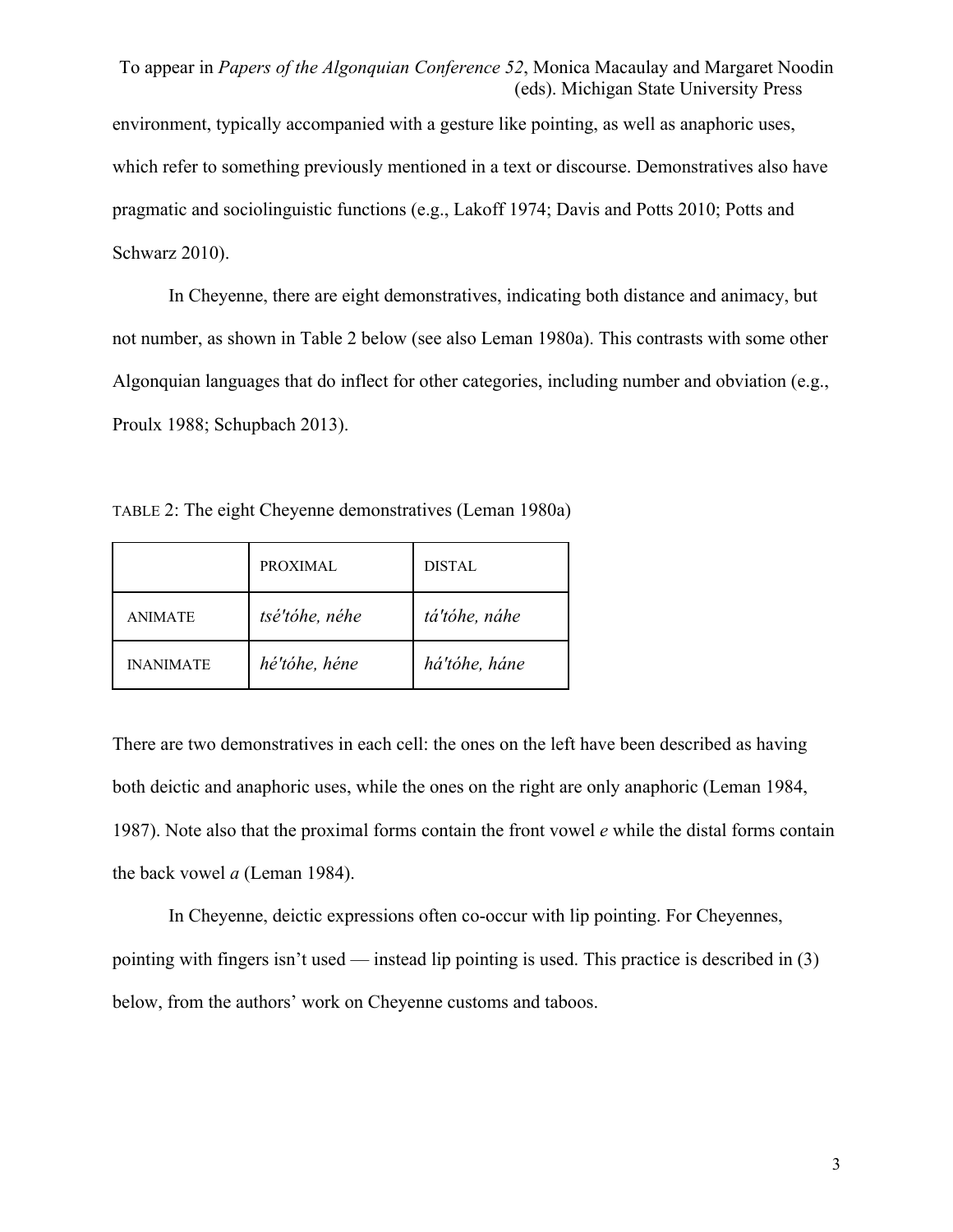environment, typically accompanied with a gesture like pointing, as well as anaphoric uses, which refer to something previously mentioned in a text or discourse. Demonstratives also have pragmatic and sociolinguistic functions (e.g., Lakoff 1974; Davis and Potts 2010; Potts and Schwarz 2010).

In Cheyenne, there are eight demonstratives, indicating both distance and animacy, but not number, as shown in Table 2 below (see also Leman 1980a). This contrasts with some other Algonquian languages that do inflect for other categories, including number and obviation (e.g., Proulx 1988; Schupbach 2013).

TABLE 2: The eight Cheyenne demonstratives (Leman 1980a)

| | PROXIMAL | DISTAL |
|---|---|---|
| ANIMATE | *tsé'tóhe, néhe* | *tá'tóhe, náhe* |
| INANIMATE | *hé'tóhe, héne* | *há'tóhe, háne* |

There are two demonstratives in each cell: the ones on the left have been described as having both deictic and anaphoric uses, while the ones on the right are only anaphoric (Leman 1984, 1987). Note also that the proximal forms contain the front vowel *e* while the distal forms contain the back vowel *a* (Leman 1984).

In Cheyenne, deictic expressions often co-occur with lip pointing. For Cheyennes, pointing with fingers isn't used — instead lip pointing is used. This practice is described in (3) below, from the authors' work on Cheyenne customs and taboos.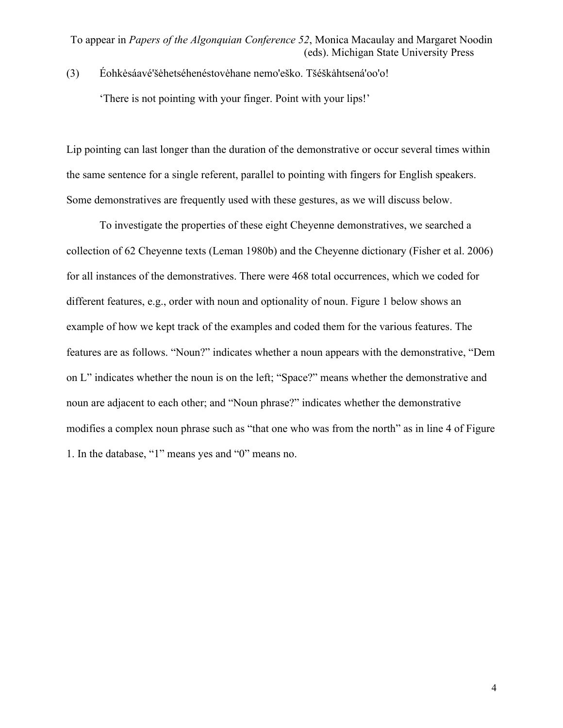(3) Éohkėsáavé'šėhetséhenéstovėhane nemo'eško. Tšéškȧhtsená'oo'o!

‘There is not pointing with your finger. Point with your lips!’

Lip pointing can last longer than the duration of the demonstrative or occur several times within the same sentence for a single referent, parallel to pointing with fingers for English speakers. Some demonstratives are frequently used with these gestures, as we will discuss below.

To investigate the properties of these eight Cheyenne demonstratives, we searched a collection of 62 Cheyenne texts (Leman 1980b) and the Cheyenne dictionary (Fisher et al. 2006) for all instances of the demonstratives. There were 468 total occurrences, which we coded for different features, e.g., order with noun and optionality of noun. Figure 1 below shows an example of how we kept track of the examples and coded them for the various features. The features are as follows. “Noun?” indicates whether a noun appears with the demonstrative, “Dem on L” indicates whether the noun is on the left; “Space?” means whether the demonstrative and noun are adjacent to each other; and “Noun phrase?” indicates whether the demonstrative modifies a complex noun phrase such as “that one who was from the north” as in line 4 of Figure 1. In the database, “1” means yes and “0” means no.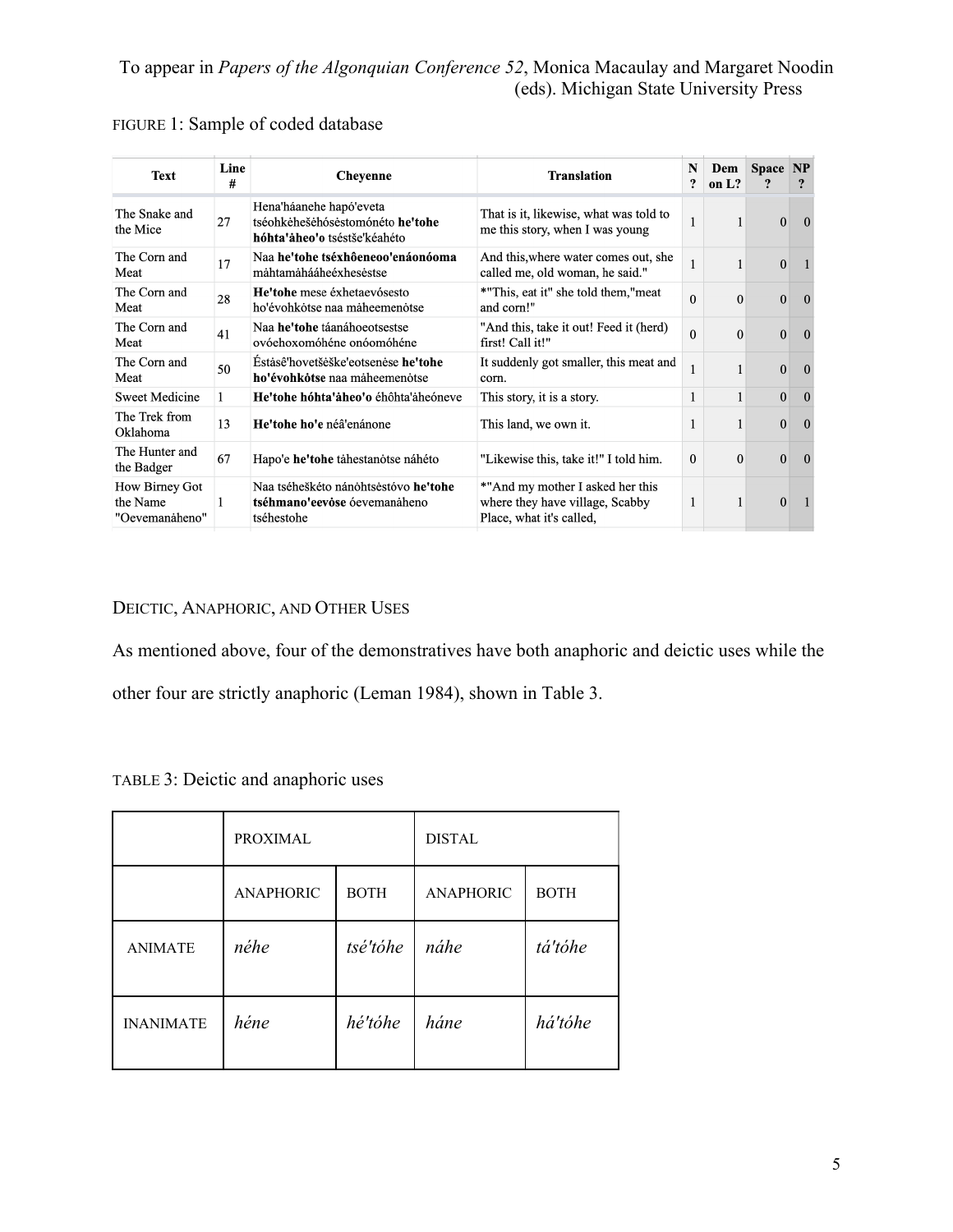FIGURE 1: Sample of coded database

| Text | Line # | Cheyenne | Translation | N ? | Dem on L? | Space ? | NP ? |
|---|---|---|---|---|---|---|---|
| The Snake and the Mice | 27 | Hena'háanehe hapó'eveta tséohkêhešêhósėstomónéto **he'tohe hóhta'âheo'o** tsésťše'kéahéto | That is it, likewise, what was told to me this story, when I was young | 1 | 1 | 0 | 0 |
| The Corn and Meat | 17 | Naa **he'tohe tséxhôeneoo'enáonóoma** máhtamáháaheéxhesėstse | And this,where water comes out, she called me, old woman, he said." | 1 | 1 | 0 | 1 |
| The Corn and Meat | 28 | **He'tohe** mese éxhetaevósesto ho'évohkôtse naa máheemenòtse | *"This, eat it" she told them,"meat and corn!" | 0 | 0 | 0 | 0 |
| The Corn and Meat | 41 | Naa **he'tohe** táanáhoeotsestse ovóehoxomóhéne onóomóhéne | "And this, take it out! Feed it (herd) first! Call it!" | 0 | 0 | 0 | 0 |
| The Corn and Meat | 50 | Éstásê'hovetšêške'eotsenėse **he'tohe ho'évohkôtse** naa máheemenòtse | It suddenly got smaller, this meat and corn. | 1 | 1 | 0 | 0 |
| Sweet Medicine | 1 | **He'tohe hóhta'âheo'o** éhôhta'âheóneve | This story, it is a story. | 1 | 1 | 0 | 0 |
| The Trek from Oklahoma | 13 | **He'tohe ho'e** néâ'enánone | This land, we own it. | 1 | 1 | 0 | 0 |
| The Hunter and the Badger | 67 | Hapo'e **he'tohe** táhestanòtse náhéto | "Likewise this, take it!" I told him. | 0 | 0 | 0 | 0 |
| How Birney Got the Name "Oevemanâheno" | 1 | Naa tséheškéto nánòhtsėstóvo **he'tohe tséhmano'eevóse** óevemanâheno tséhestohe | *"And my mother I asked her this where they have village, Scabby Place, what it's called, | 1 | 1 | 0 | 1 |

## DEICTIC, ANAPHORIC, AND OTHER USES

As mentioned above, four of the demonstratives have both anaphoric and deictic uses while the other four are strictly anaphoric (Leman 1984), shown in Table 3.

TABLE 3: Deictic and anaphoric uses

| | PROXIMAL | | DISTAL | |
|---|---|---|---|---|
| | ANAPHORIC | BOTH | ANAPHORIC | BOTH |
| ANIMATE | *néhe* | *tsé'tóhe* | *náhe* | *tá'tóhe* |
| INANIMATE | *héne* | *hé'tóhe* | *háne* | *há'tóhe* |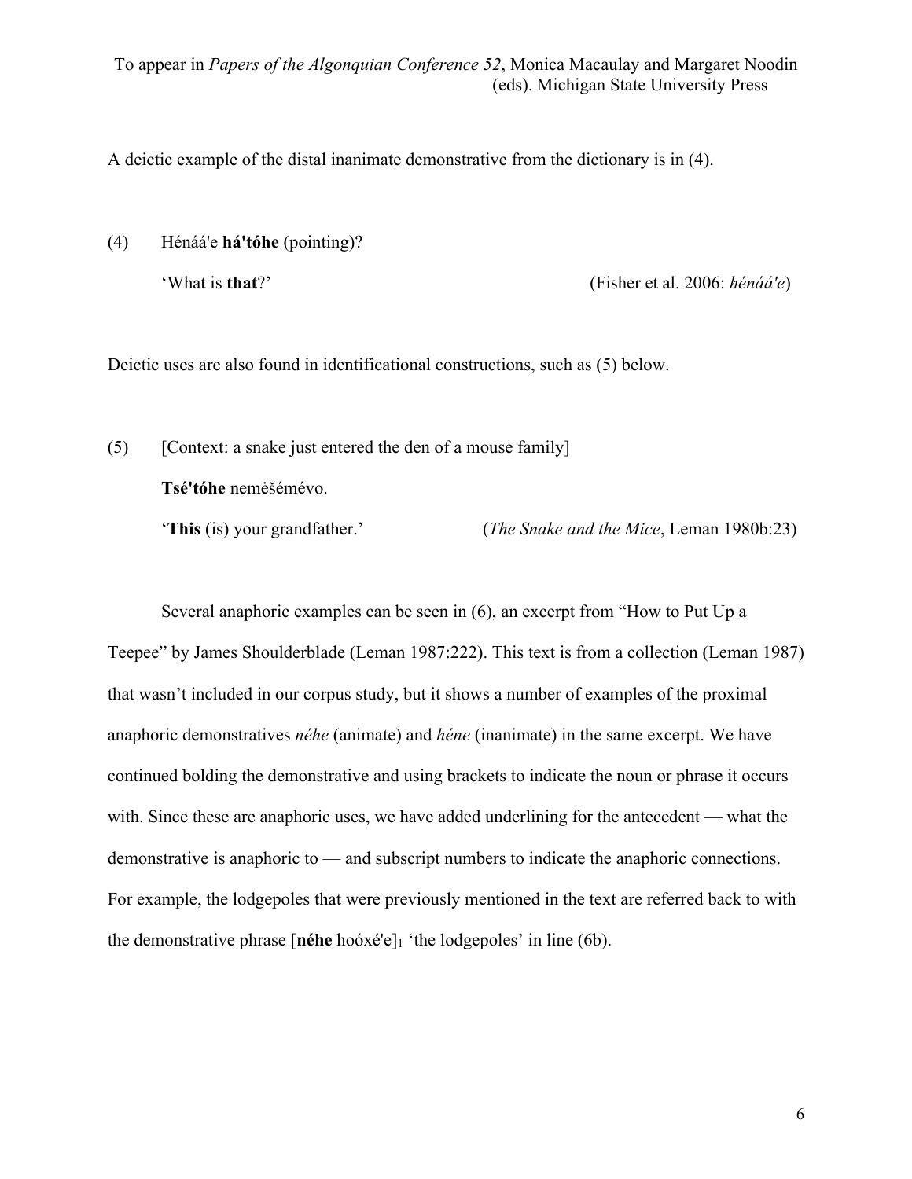A deictic example of the distal inanimate demonstrative from the dictionary is in (4).

(4) Hénáá'e **há'tóhe** (pointing)?

 'What is **that**?' (Fisher et al. 2006: *hénáá'e*)

Deictic uses are also found in identificational constructions, such as (5) below.

(5) [Context: a snake just entered the den of a mouse family]

 **Tsé'tóhe** neměšémévo.

 '**This** (is) your grandfather.' (*The Snake and the Mice*, Leman 1980b:23)

Several anaphoric examples can be seen in (6), an excerpt from "How to Put Up a Teepee" by James Shoulderblade (Leman 1987:222). This text is from a collection (Leman 1987) that wasn't included in our corpus study, but it shows a number of examples of the proximal anaphoric demonstratives *néhe* (animate) and *héne* (inanimate) in the same excerpt. We have continued bolding the demonstrative and using brackets to indicate the noun or phrase it occurs with. Since these are anaphoric uses, we have added underlining for the antecedent — what the demonstrative is anaphoric to — and subscript numbers to indicate the anaphoric connections. For example, the lodgepoles that were previously mentioned in the text are referred back to with the demonstrative phrase [**néhe** hoóxé'e]$_1$ 'the lodgepoles' in line (6b).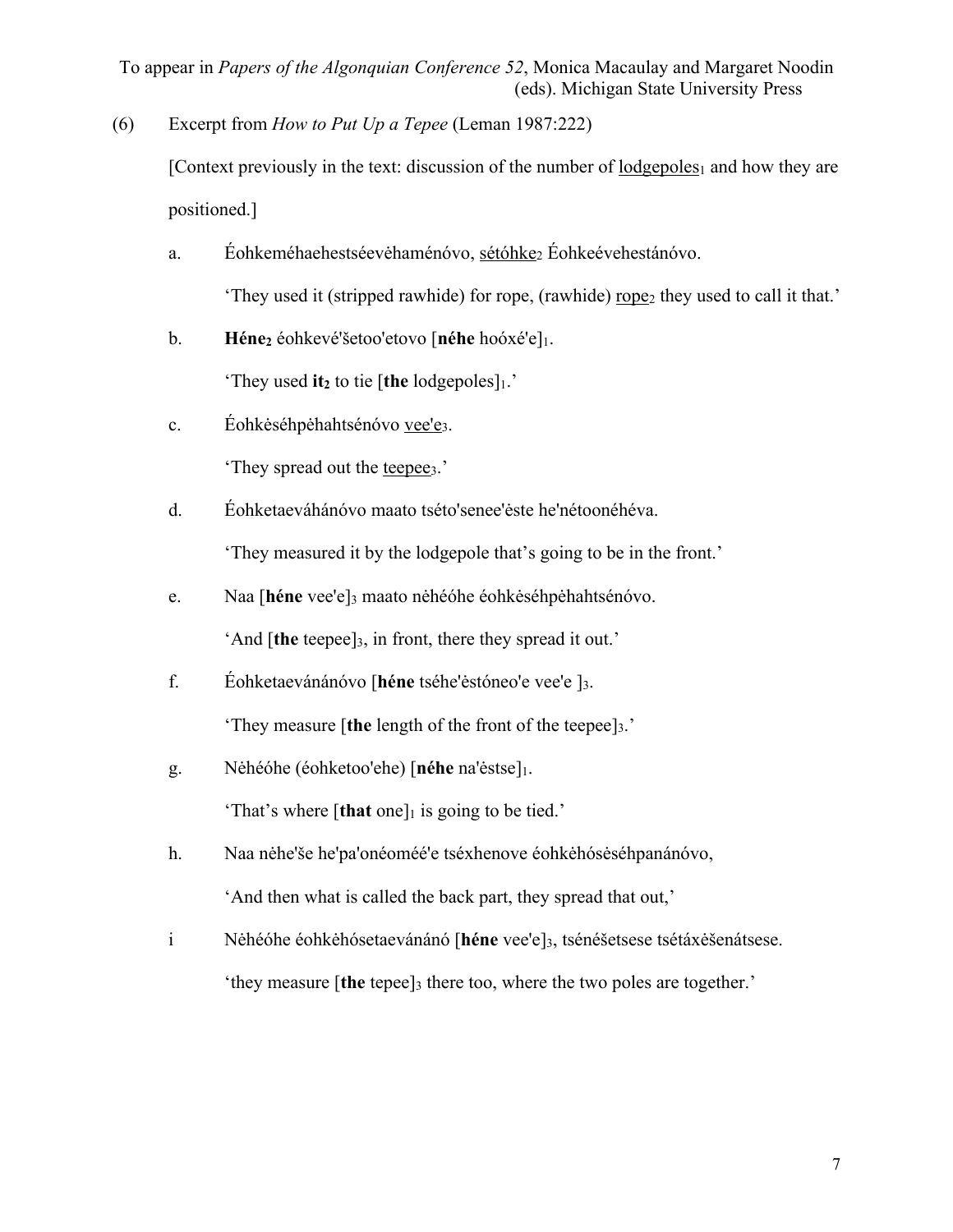(6) Excerpt from *How to Put Up a Tepee* (Leman 1987:222)

[Context previously in the text: discussion of the number of lodgepoles$_1$ and how they are positioned.]

a. Éohkeméhaehestséevėhaménóvo, sétóhke$_2$ Éohkeévehestánóvo.

'They used it (stripped rawhide) for rope, (rawhide) rope$_2$ they used to call it that.'

b. **Héne$_2$** éohkevé'šetoo'etovo [**néhe** hoóxé'e]$_1$.

'They used **it$_2$** to tie [**the** lodgepoles]$_1$.'

c. Éohkėséhpėhahtsénóvo vee'e$_3$.

'They spread out the teepee$_3$.'

d. Éohketaeváhánóvo maato tséto'senee'ėste he'nétoonéhéva.

'They measured it by the lodgepole that's going to be in the front.'

e. Naa [**héne** vee'e]$_3$ maato nėhéóhe éohkėséhpėhahtsénóvo.

'And [**the** teepee]$_3$, in front, there they spread it out.'

f. Éohketaevánánóvo [**héne** tséhe'ėstóneo'e vee'e ]$_3$.

'They measure [**the** length of the front of the teepee]$_3$.'

g. Nėhéóhe (éohketoo'ehe) [**néhe** na'ėstse]$_1$.

'That's where [**that** one]$_1$ is going to be tied.'

h. Naa nėhe'še he'pa'onéomėé'e tséxhenove éohkėhósėséhpanánóvo,

'And then what is called the back part, they spread that out,'

i Nėhéóhe éohkėhósetaevánánó [**héne** vee'e]$_3$, tsénéšetsese tsétáxėšenátsese.

'they measure [**the** tepee]$_3$ there too, where the two poles are together.'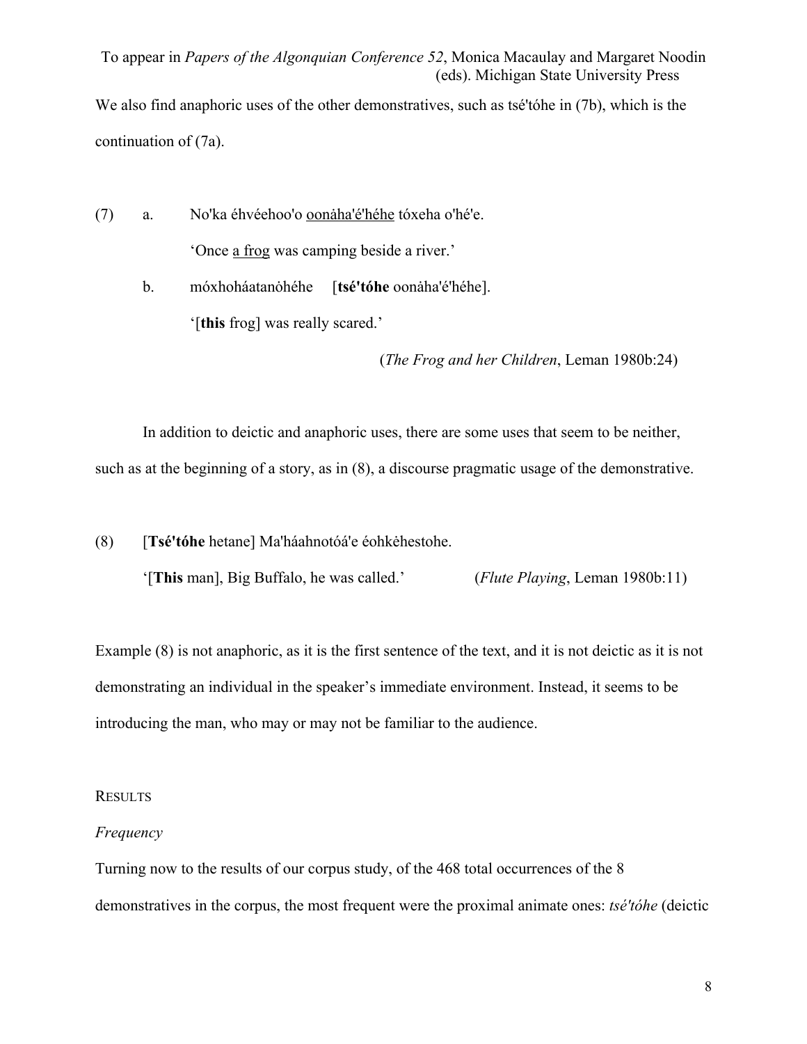We also find anaphoric uses of the other demonstratives, such as tsé'tóhe in (7b), which is the continuation of (7a).

(7) a. No'ka éhvéehoo'o <u>oonȧha'é'héhe</u> tóxeha o'hé'e.

'Once <u>a frog</u> was camping beside a river.'

b. móxhoháatanȯhéhe [**tsé'tóhe** oonȧha'é'héhe].

'[**this** frog] was really scared.'

(*The Frog and her Children*, Leman 1980b:24)

In addition to deictic and anaphoric uses, there are some uses that seem to be neither, such as at the beginning of a story, as in (8), a discourse pragmatic usage of the demonstrative.

(8) [**Tsé'tóhe** hetane] Ma'háahnotóá'e éohkėhestohe.

'[**This** man], Big Buffalo, he was called.' (*Flute Playing*, Leman 1980b:11)

Example (8) is not anaphoric, as it is the first sentence of the text, and it is not deictic as it is not demonstrating an individual in the speaker's immediate environment. Instead, it seems to be introducing the man, who may or may not be familiar to the audience.

## Results

### *Frequency*

Turning now to the results of our corpus study, of the 468 total occurrences of the 8 demonstratives in the corpus, the most frequent were the proximal animate ones: *tsé'tóhe* (deictic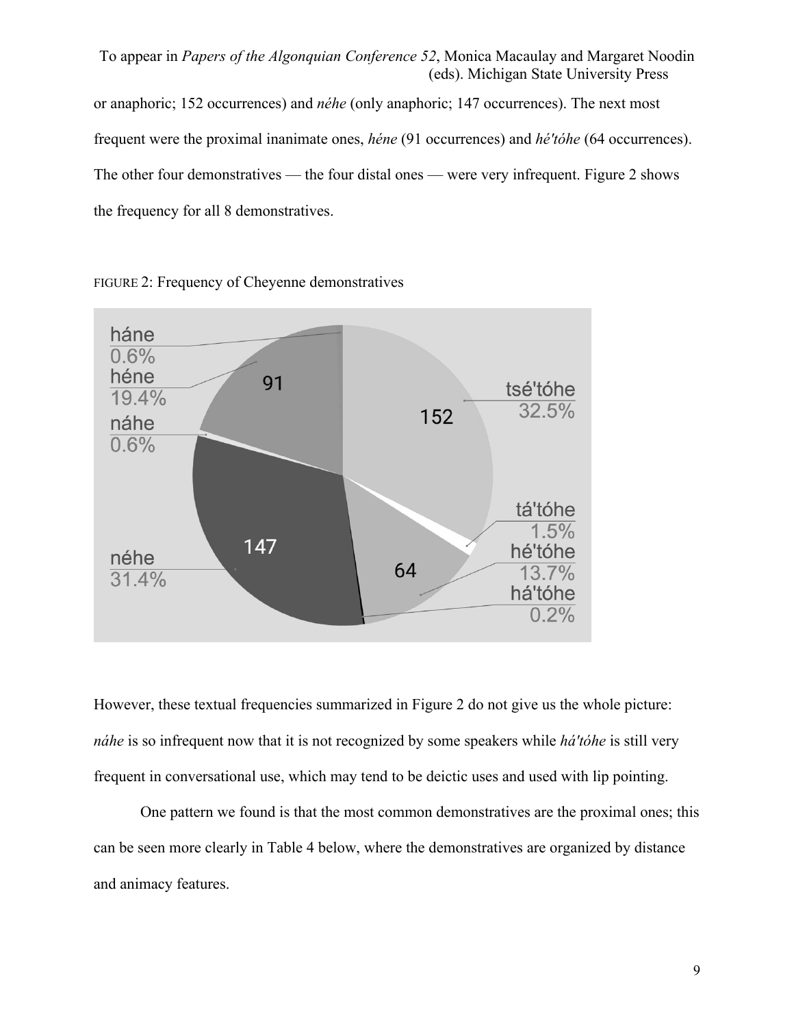or anaphoric; 152 occurrences) and *néhe* (only anaphoric; 147 occurrences). The next most frequent were the proximal inanimate ones, *héne* (91 occurrences) and *hé'tóhe* (64 occurrences). The other four demonstratives — the four distal ones — were very infrequent. Figure 2 shows the frequency for all 8 demonstratives.

FIGURE 2: Frequency of Cheyenne demonstratives

| Demonstrative | Count | Percentage |
| --- | --- | --- |
| tsé'tóhe | 152 | 32.5% |
| néhe | 147 | 31.4% |
| héne | 91 | 19.4% |
| hé'tóhe | 64 | 13.7% |
| tá'tóhe | | 1.5% |
| háne | | 0.6% |
| náhe | | 0.6% |
| há'tóhe | | 0.2% |

However, these textual frequencies summarized in Figure 2 do not give us the whole picture: *náhe* is so infrequent now that it is not recognized by some speakers while *há'tóhe* is still very frequent in conversational use, which may tend to be deictic uses and used with lip pointing.

One pattern we found is that the most common demonstratives are the proximal ones; this can be seen more clearly in Table 4 below, where the demonstratives are organized by distance and animacy features.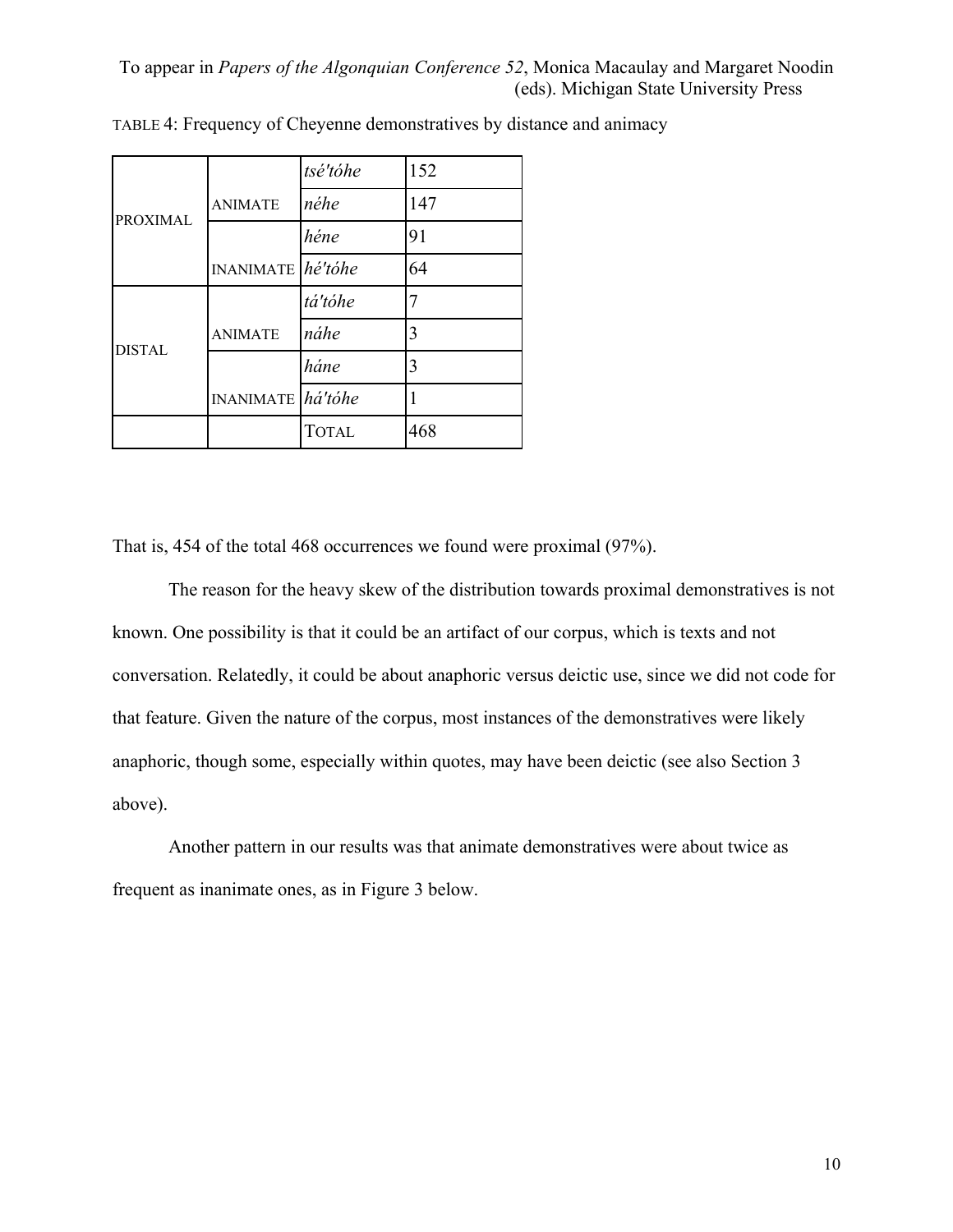TABLE 4: Frequency of Cheyenne demonstratives by distance and animacy

| | | | |
|---|---|---|---|
| PROXIMAL | ANIMATE | *tsé'tóhe* | 152 |
| | | *néhe* | 147 |
| | INANIMATE | *héne* | 91 |
| | | *hé'tóhe* | 64 |
| DISTAL | ANIMATE | *tá'tóhe* | 7 |
| | | *náhe* | 3 |
| | INANIMATE | *háne* | 3 |
| | | *há'tóhe* | 1 |
| | | TOTAL | 468 |

That is, 454 of the total 468 occurrences we found were proximal (97%).

The reason for the heavy skew of the distribution towards proximal demonstratives is not known. One possibility is that it could be an artifact of our corpus, which is texts and not conversation. Relatedly, it could be about anaphoric versus deictic use, since we did not code for that feature. Given the nature of the corpus, most instances of the demonstratives were likely anaphoric, though some, especially within quotes, may have been deictic (see also Section 3 above).

Another pattern in our results was that animate demonstratives were about twice as frequent as inanimate ones, as in Figure 3 below.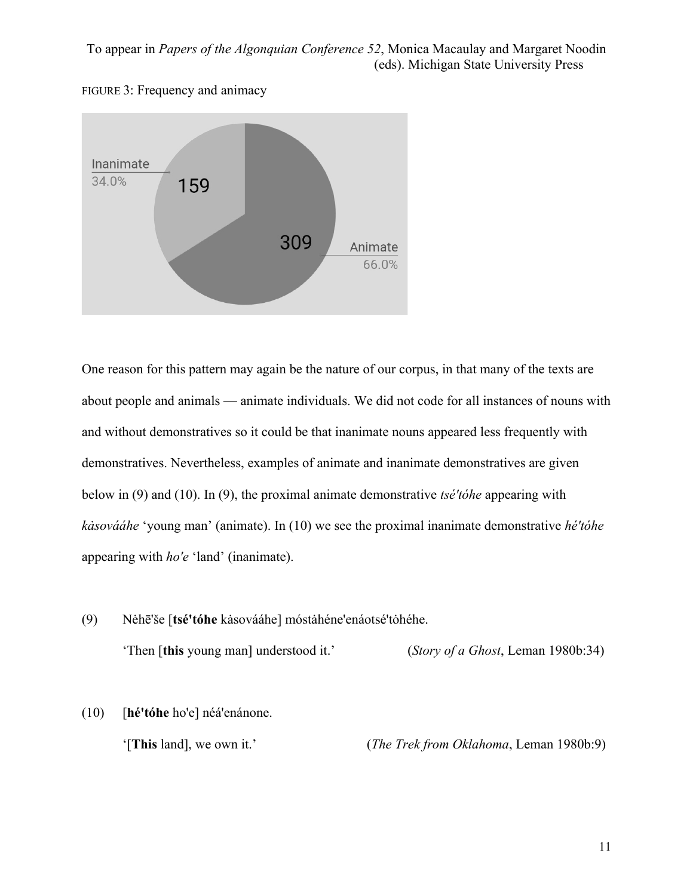FIGURE 3: Frequency and animacy

Inanimate 34.0% 159

309 Animate 66.0%

One reason for this pattern may again be the nature of our corpus, in that many of the texts are about people and animals — animate individuals. We did not code for all instances of nouns with and without demonstratives so it could be that inanimate nouns appeared less frequently with demonstratives. Nevertheless, examples of animate and inanimate demonstratives are given below in (9) and (10). In (9), the proximal animate demonstrative *tsé'tóhe* appearing with *kȧsovááhe* 'young man' (animate). In (10) we see the proximal inanimate demonstrative *hé'tóhe* appearing with *ho'e* 'land' (inanimate).

(9) Nėhē'še [**tsé'tóhe** kȧsovááhe] móstȧhéne'enáotsé'tȯhéhe.
'Then [**this** young man] understood it.' (*Story of a Ghost*, Leman 1980b:34)

(10) [**hé'tóhe** ho'e] néá'enánone.
'[**This** land], we own it.' (*The Trek from Oklahoma*, Leman 1980b:9)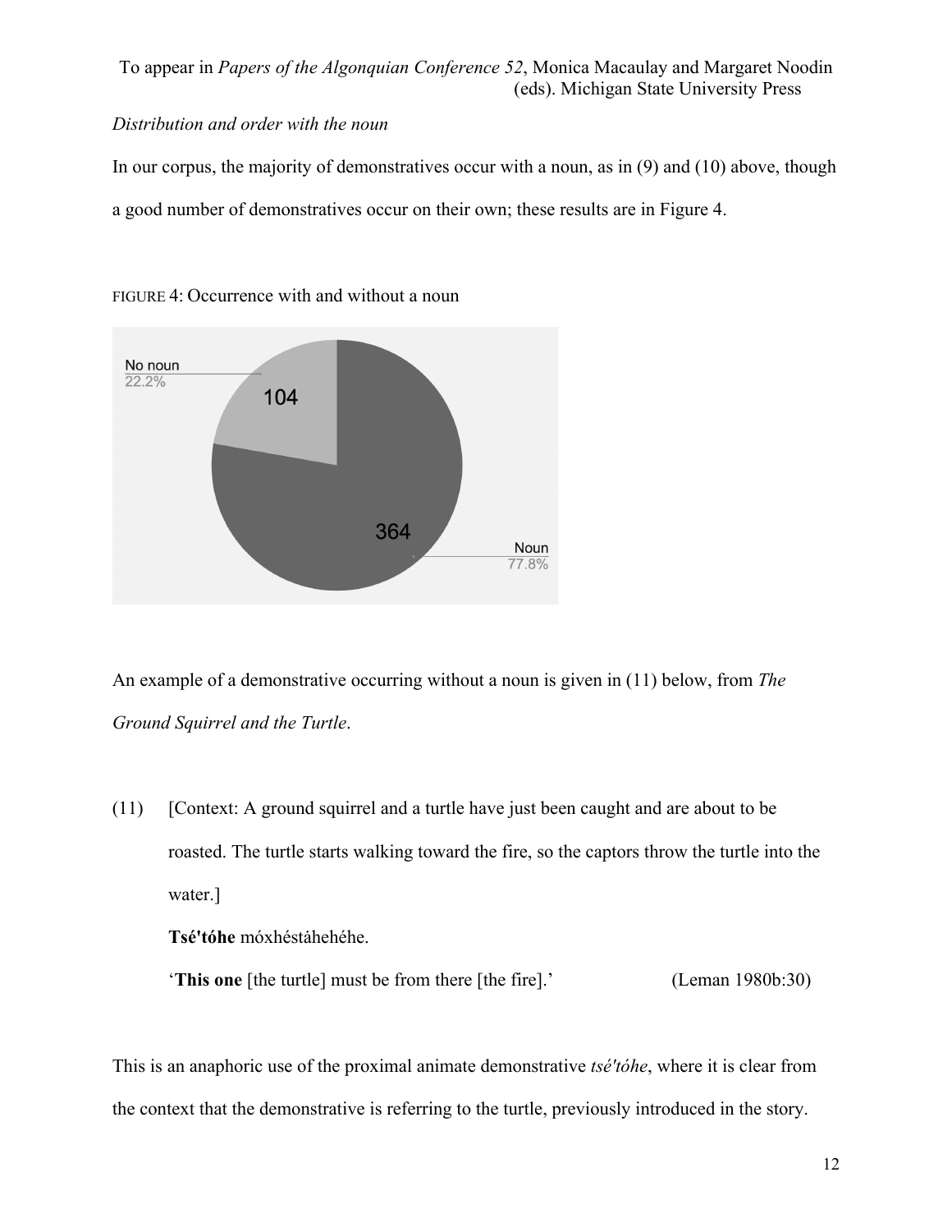*Distribution and order with the noun*

In our corpus, the majority of demonstratives occur with a noun, as in (9) and (10) above, though a good number of demonstratives occur on their own; these results are in Figure 4.

FIGURE 4: Occurrence with and without a noun

No noun 22.2% — 104

Noun 77.8% — 364

An example of a demonstrative occurring without a noun is given in (11) below, from *The Ground Squirrel and the Turtle*.

(11) [Context: A ground squirrel and a turtle have just been caught and are about to be roasted. The turtle starts walking toward the fire, so the captors throw the turtle into the water.]

**Tsé'tóhe** móxhéstȧhehéhe.

'**This one** [the turtle] must be from there [the fire].' (Leman 1980b:30)

This is an anaphoric use of the proximal animate demonstrative *tsé'tóhe*, where it is clear from the context that the demonstrative is referring to the turtle, previously introduced in the story.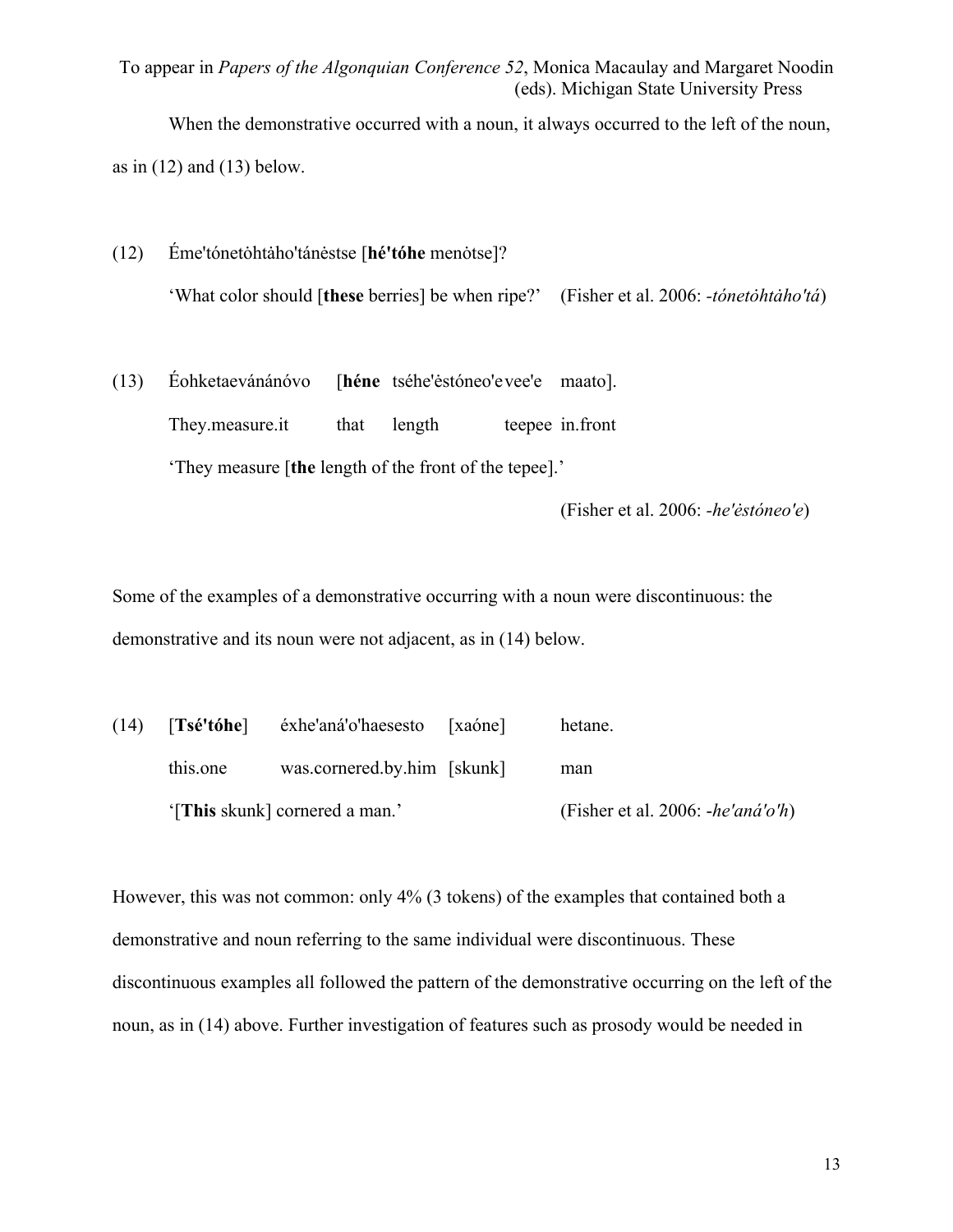When the demonstrative occurred with a noun, it always occurred to the left of the noun, as in (12) and (13) below.

(12) Éme'tónetȯhtȧho'tánėstse [**hé'tóhe** menȯtse]?

'What color should [**these** berries] be when ripe?' (Fisher et al. 2006: *-tónetȯhtȧho'tá*)

(13) Éohketaevánánóvo [**héne** tséhe'ėstóneo'evee'e maato].

They.measure.it that length teepee in.front

'They measure [**the** length of the front of the tepee].'

(Fisher et al. 2006: *-he'ėstóneo'e*)

Some of the examples of a demonstrative occurring with a noun were discontinuous: the demonstrative and its noun were not adjacent, as in (14) below.

(14) [**Tsé'tóhe**] éxhe'aná'o'haesesto [xaóne] hetane.

this.one was.cornered.by.him [skunk] man

'[**This** skunk] cornered a man.' (Fisher et al. 2006: *-he'aná'o'h*)

However, this was not common: only 4% (3 tokens) of the examples that contained both a demonstrative and noun referring to the same individual were discontinuous. These discontinuous examples all followed the pattern of the demonstrative occurring on the left of the noun, as in (14) above. Further investigation of features such as prosody would be needed in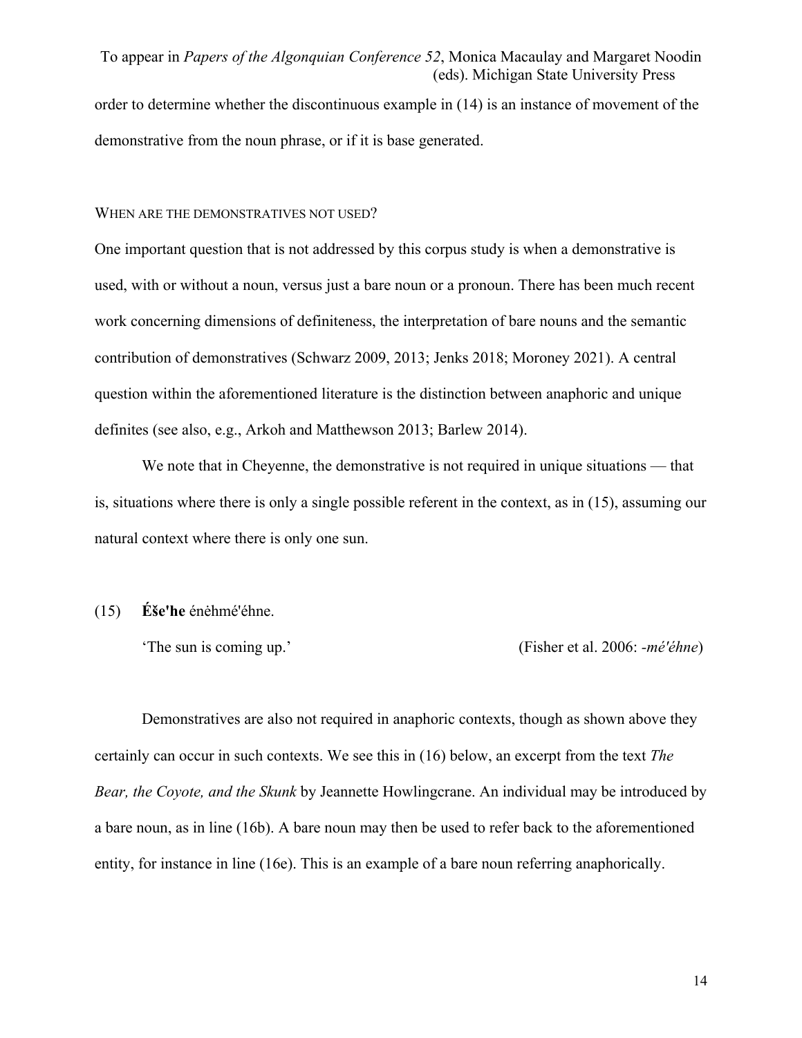order to determine whether the discontinuous example in (14) is an instance of movement of the demonstrative from the noun phrase, or if it is base generated.

## WHEN ARE THE DEMONSTRATIVES NOT USED?

One important question that is not addressed by this corpus study is when a demonstrative is used, with or without a noun, versus just a bare noun or a pronoun. There has been much recent work concerning dimensions of definiteness, the interpretation of bare nouns and the semantic contribution of demonstratives (Schwarz 2009, 2013; Jenks 2018; Moroney 2021). A central question within the aforementioned literature is the distinction between anaphoric and unique definites (see also, e.g., Arkoh and Matthewson 2013; Barlew 2014).

We note that in Cheyenne, the demonstrative is not required in unique situations — that is, situations where there is only a single possible referent in the context, as in (15), assuming our natural context where there is only one sun.

(15) **Éše'he** énėhmé'éhne.

'The sun is coming up.' (Fisher et al. 2006: *-mé'éhne*)

Demonstratives are also not required in anaphoric contexts, though as shown above they certainly can occur in such contexts. We see this in (16) below, an excerpt from the text *The Bear, the Coyote, and the Skunk* by Jeannette Howlingcrane. An individual may be introduced by a bare noun, as in line (16b). A bare noun may then be used to refer back to the aforementioned entity, for instance in line (16e). This is an example of a bare noun referring anaphorically.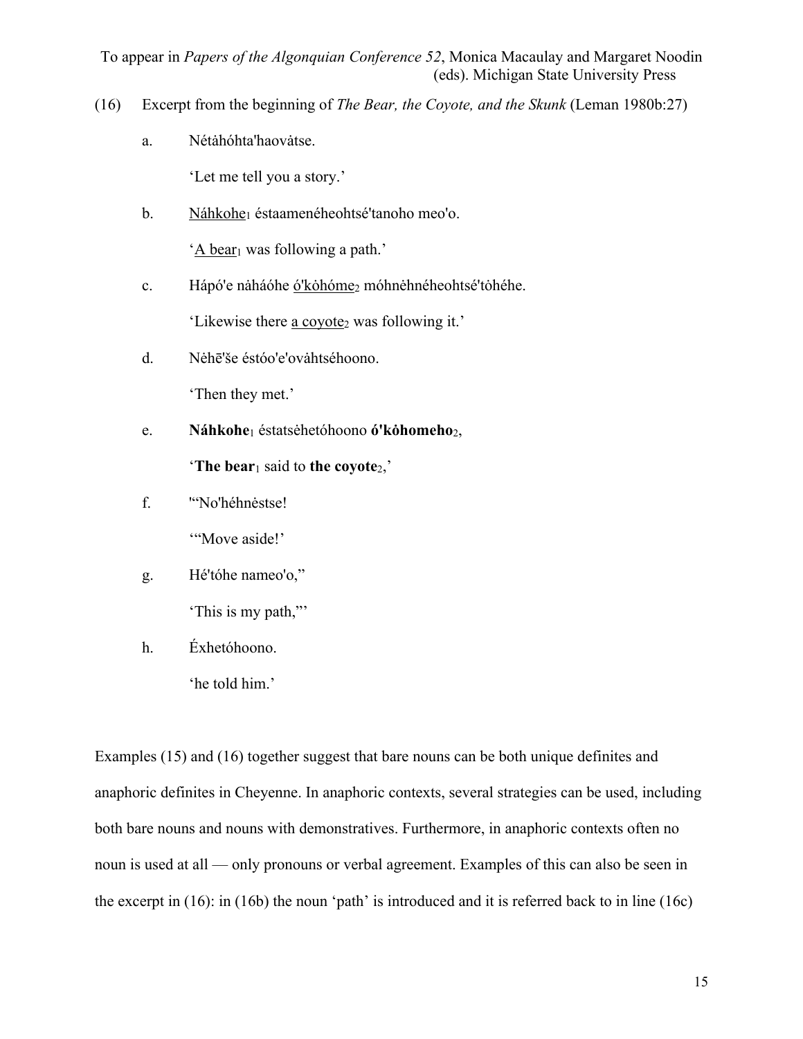(16) Excerpt from the beginning of *The Bear, the Coyote, and the Skunk* (Leman 1980b:27)

a. Nétȧhóhta'haovȧtse.

'Let me tell you a story.'

b. <u>Náhkohe</u>$_1$ éstaamenéheohtsé'tanoho meo'o.

'<u>A bear</u>$_1$ was following a path.'

c. Hápó'e nȧháóhe <u>ó'kȯhóme</u>$_2$ móhnėhnéheohtsé'tȯhéhe.

'Likewise there <u>a coyote</u>$_2$ was following it.'

d. Nėhē'še éstóo'e'ovȧhtséhoono.

'Then they met.'

e. **Náhkohe**$_1$ éstatsėhetóhoono **ó'kȯhomeho**$_2$,

'**The bear**$_1$ said to **the coyote**$_2$,'

f. '"No'héhnėstse!

'"Move aside!'

g. Hé'tóhe nameo'o,"

'This is my path,"'

h. Éxhetóhoono.

'he told him.'

Examples (15) and (16) together suggest that bare nouns can be both unique definites and anaphoric definites in Cheyenne. In anaphoric contexts, several strategies can be used, including both bare nouns and nouns with demonstratives. Furthermore, in anaphoric contexts often no noun is used at all — only pronouns or verbal agreement. Examples of this can also be seen in the excerpt in (16): in (16b) the noun 'path' is introduced and it is referred back to in line (16c)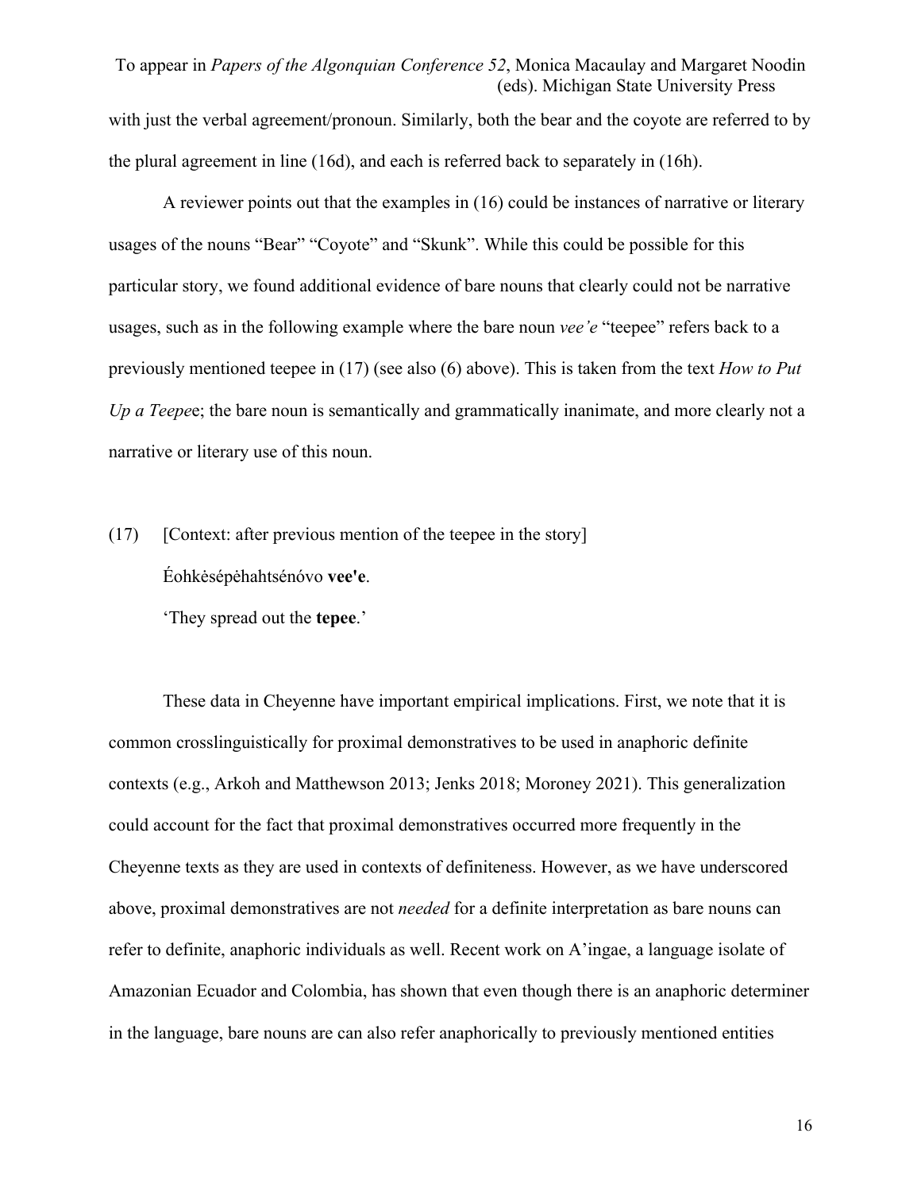with just the verbal agreement/pronoun. Similarly, both the bear and the coyote are referred to by the plural agreement in line (16d), and each is referred back to separately in (16h).

A reviewer points out that the examples in (16) could be instances of narrative or literary usages of the nouns "Bear" "Coyote" and "Skunk". While this could be possible for this particular story, we found additional evidence of bare nouns that clearly could not be narrative usages, such as in the following example where the bare noun *vee'e* "teepee" refers back to a previously mentioned teepee in (17) (see also (6) above). This is taken from the text *How to Put Up a Teepe*e; the bare noun is semantically and grammatically inanimate, and more clearly not a narrative or literary use of this noun.

(17) [Context: after previous mention of the teepee in the story]

Éohkėsépėhahtsénóvo **vee'e**.

'They spread out the **tepee**.'

These data in Cheyenne have important empirical implications. First, we note that it is common crosslinguistically for proximal demonstratives to be used in anaphoric definite contexts (e.g., Arkoh and Matthewson 2013; Jenks 2018; Moroney 2021). This generalization could account for the fact that proximal demonstratives occurred more frequently in the Cheyenne texts as they are used in contexts of definiteness. However, as we have underscored above, proximal demonstratives are not *needed* for a definite interpretation as bare nouns can refer to definite, anaphoric individuals as well. Recent work on A'ingae, a language isolate of Amazonian Ecuador and Colombia, has shown that even though there is an anaphoric determiner in the language, bare nouns are can also refer anaphorically to previously mentioned entities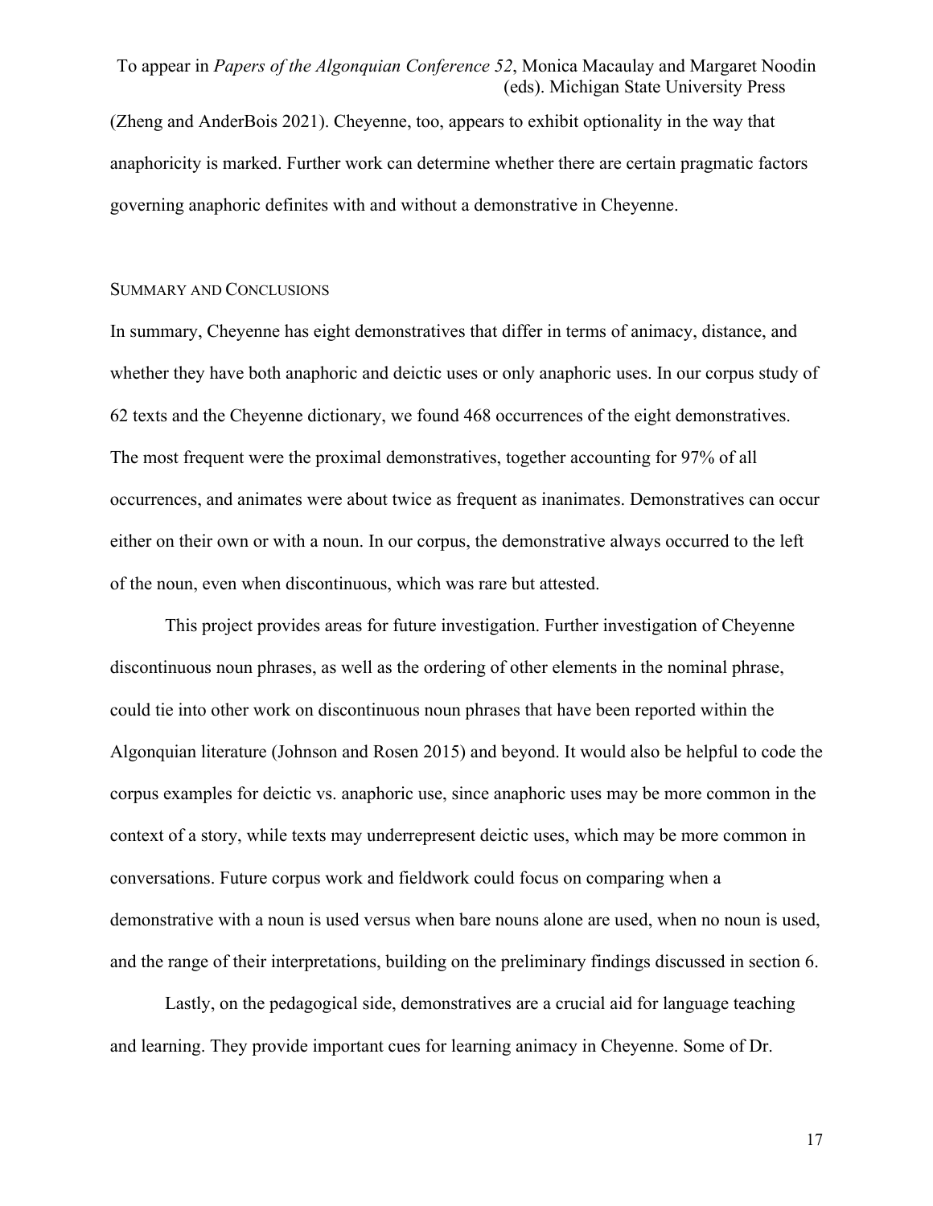(Zheng and AnderBois 2021). Cheyenne, too, appears to exhibit optionality in the way that anaphoricity is marked. Further work can determine whether there are certain pragmatic factors governing anaphoric definites with and without a demonstrative in Cheyenne.

## SUMMARY AND CONCLUSIONS

In summary, Cheyenne has eight demonstratives that differ in terms of animacy, distance, and whether they have both anaphoric and deictic uses or only anaphoric uses. In our corpus study of 62 texts and the Cheyenne dictionary, we found 468 occurrences of the eight demonstratives. The most frequent were the proximal demonstratives, together accounting for 97% of all occurrences, and animates were about twice as frequent as inanimates. Demonstratives can occur either on their own or with a noun. In our corpus, the demonstrative always occurred to the left of the noun, even when discontinuous, which was rare but attested.

This project provides areas for future investigation. Further investigation of Cheyenne discontinuous noun phrases, as well as the ordering of other elements in the nominal phrase, could tie into other work on discontinuous noun phrases that have been reported within the Algonquian literature (Johnson and Rosen 2015) and beyond. It would also be helpful to code the corpus examples for deictic vs. anaphoric use, since anaphoric uses may be more common in the context of a story, while texts may underrepresent deictic uses, which may be more common in conversations. Future corpus work and fieldwork could focus on comparing when a demonstrative with a noun is used versus when bare nouns alone are used, when no noun is used, and the range of their interpretations, building on the preliminary findings discussed in section 6.

Lastly, on the pedagogical side, demonstratives are a crucial aid for language teaching and learning. They provide important cues for learning animacy in Cheyenne. Some of Dr.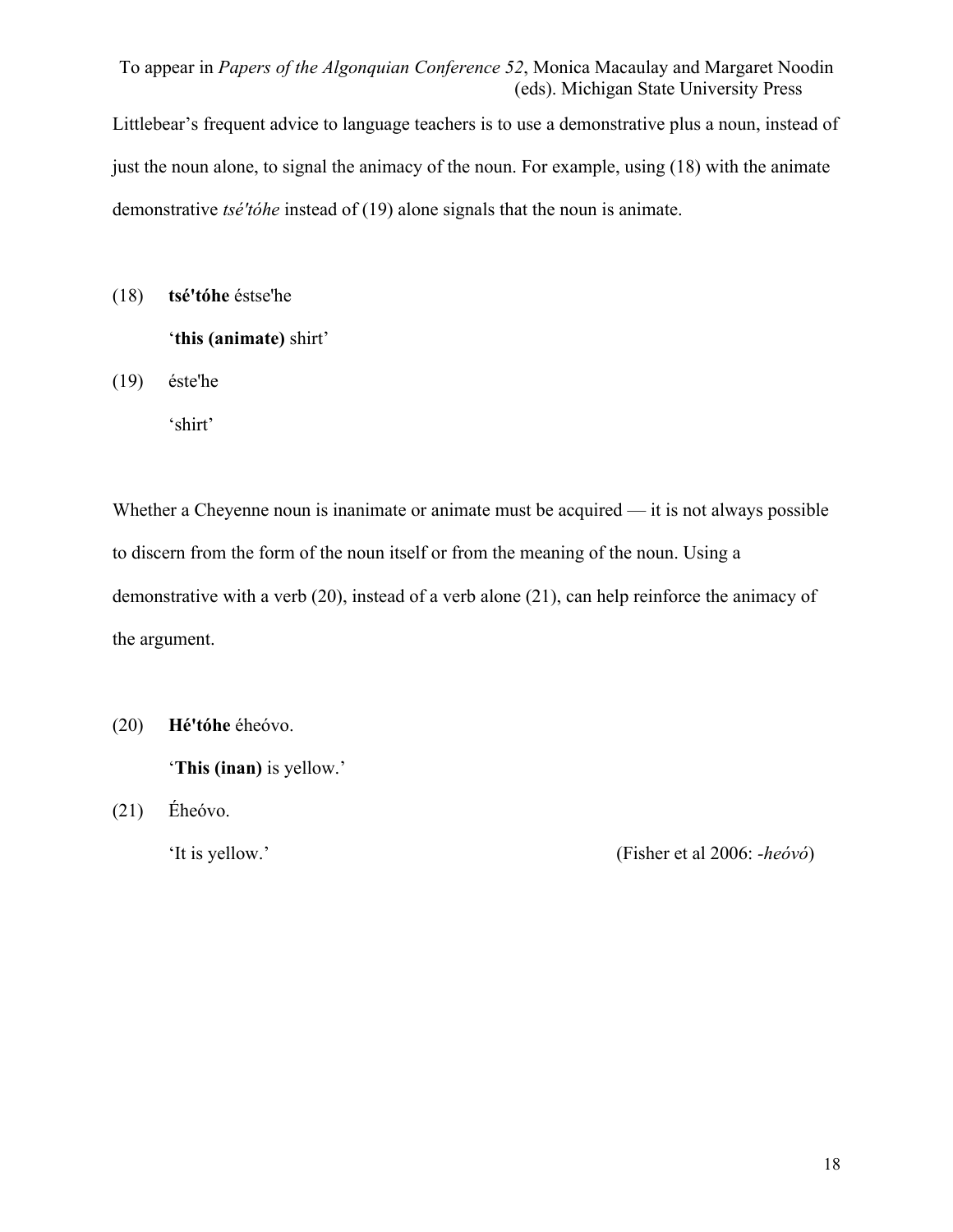Littlebear's frequent advice to language teachers is to use a demonstrative plus a noun, instead of just the noun alone, to signal the animacy of the noun. For example, using (18) with the animate demonstrative *tsé'tóhe* instead of (19) alone signals that the noun is animate.

(18) **tsé'tóhe** éstse'he

'**this (animate)** shirt'

(19) éste'he

'shirt'

Whether a Cheyenne noun is inanimate or animate must be acquired — it is not always possible to discern from the form of the noun itself or from the meaning of the noun. Using a demonstrative with a verb (20), instead of a verb alone (21), can help reinforce the animacy of the argument.

(20) **Hé'tóhe** éheóvo.

'**This (inan)** is yellow.'

(21) Éheóvo.

'It is yellow.' (Fisher et al 2006: *-heóvó*)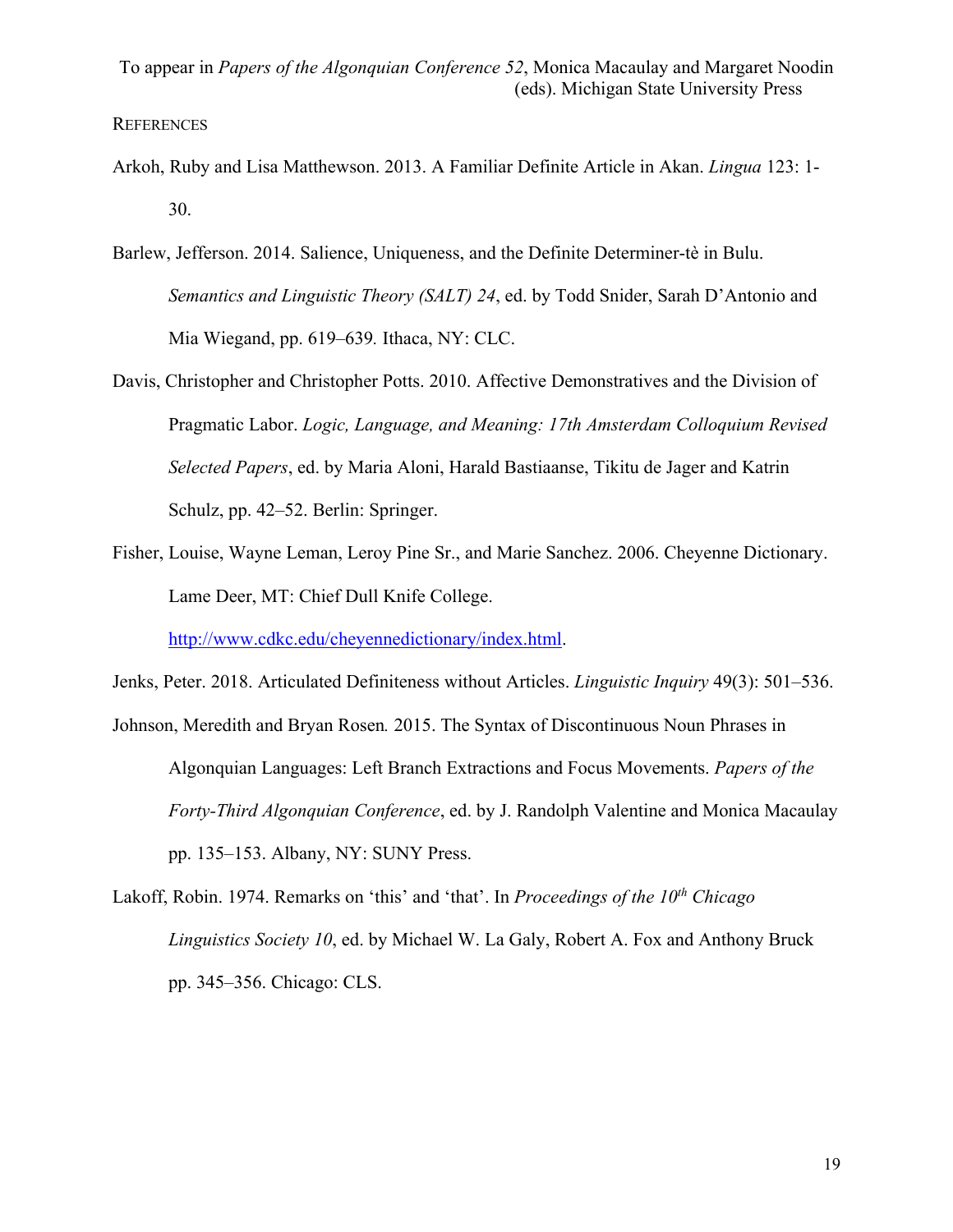To appear in *Papers of the Algonquian Conference 52*, Monica Macaulay and Margaret Noodin (eds). Michigan State University Press

## References

Arkoh, Ruby and Lisa Matthewson. 2013. A Familiar Definite Article in Akan. *Lingua* 123: 1-30.

Barlew, Jefferson. 2014. Salience, Uniqueness, and the Definite Determiner-tè in Bulu. *Semantics and Linguistic Theory (SALT) 24*, ed. by Todd Snider, Sarah D'Antonio and Mia Wiegand, pp. 619–639. Ithaca, NY: CLC.

Davis, Christopher and Christopher Potts. 2010. Affective Demonstratives and the Division of Pragmatic Labor. *Logic, Language, and Meaning: 17th Amsterdam Colloquium Revised Selected Papers*, ed. by Maria Aloni, Harald Bastiaanse, Tikitu de Jager and Katrin Schulz, pp. 42–52. Berlin: Springer.

Fisher, Louise, Wayne Leman, Leroy Pine Sr., and Marie Sanchez. 2006. Cheyenne Dictionary. Lame Deer, MT: Chief Dull Knife College. http://www.cdkc.edu/cheyennedictionary/index.html.

Jenks, Peter. 2018. Articulated Definiteness without Articles. *Linguistic Inquiry* 49(3): 501–536.

Johnson, Meredith and Bryan Rosen*.* 2015. The Syntax of Discontinuous Noun Phrases in Algonquian Languages: Left Branch Extractions and Focus Movements. *Papers of the Forty-Third Algonquian Conference*, ed. by J. Randolph Valentine and Monica Macaulay pp. 135–153. Albany, NY: SUNY Press.

Lakoff, Robin. 1974. Remarks on 'this' and 'that'. In *Proceedings of the 10th Chicago Linguistics Society 10*, ed. by Michael W. La Galy, Robert A. Fox and Anthony Bruck pp. 345–356. Chicago: CLS.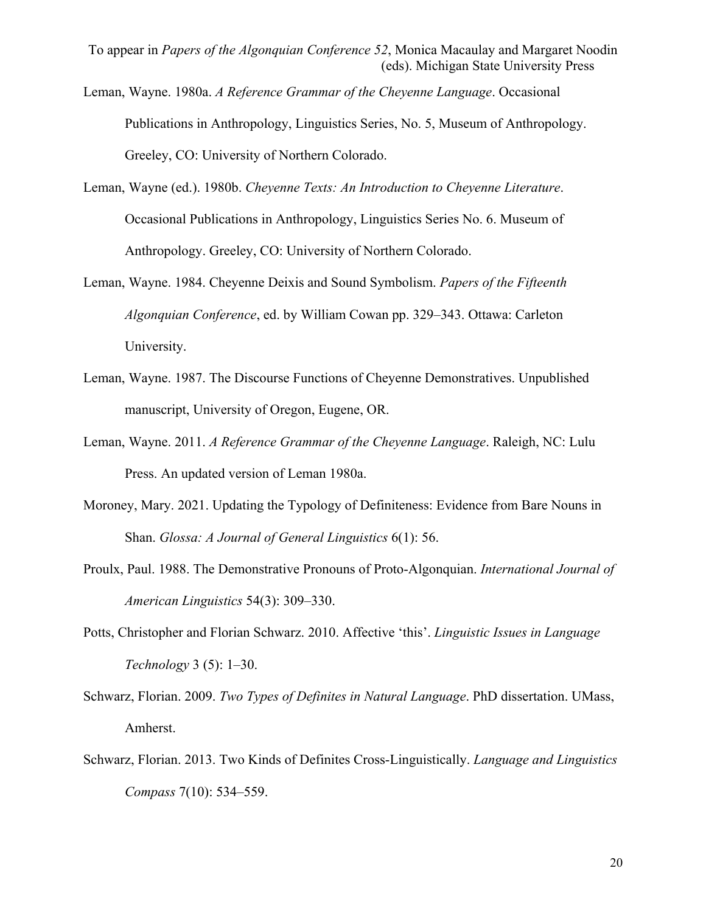Leman, Wayne. 1980a. *A Reference Grammar of the Cheyenne Language*. Occasional Publications in Anthropology, Linguistics Series, No. 5, Museum of Anthropology. Greeley, CO: University of Northern Colorado.

Leman, Wayne (ed.). 1980b. *Cheyenne Texts: An Introduction to Cheyenne Literature*. Occasional Publications in Anthropology, Linguistics Series No. 6. Museum of Anthropology. Greeley, CO: University of Northern Colorado.

Leman, Wayne. 1984. Cheyenne Deixis and Sound Symbolism. *Papers of the Fifteenth Algonquian Conference*, ed. by William Cowan pp. 329–343. Ottawa: Carleton University.

Leman, Wayne. 1987. The Discourse Functions of Cheyenne Demonstratives. Unpublished manuscript, University of Oregon, Eugene, OR.

Leman, Wayne. 2011. *A Reference Grammar of the Cheyenne Language*. Raleigh, NC: Lulu Press. An updated version of Leman 1980a.

Moroney, Mary. 2021. Updating the Typology of Definiteness: Evidence from Bare Nouns in Shan. *Glossa: A Journal of General Linguistics* 6(1): 56.

Proulx, Paul. 1988. The Demonstrative Pronouns of Proto-Algonquian. *International Journal of American Linguistics* 54(3): 309–330.

Potts, Christopher and Florian Schwarz. 2010. Affective 'this'. *Linguistic Issues in Language Technology* 3 (5): 1–30.

Schwarz, Florian. 2009. *Two Types of Definites in Natural Language*. PhD dissertation. UMass, Amherst.

Schwarz, Florian. 2013. Two Kinds of Definites Cross-Linguistically. *Language and Linguistics Compass* 7(10): 534–559.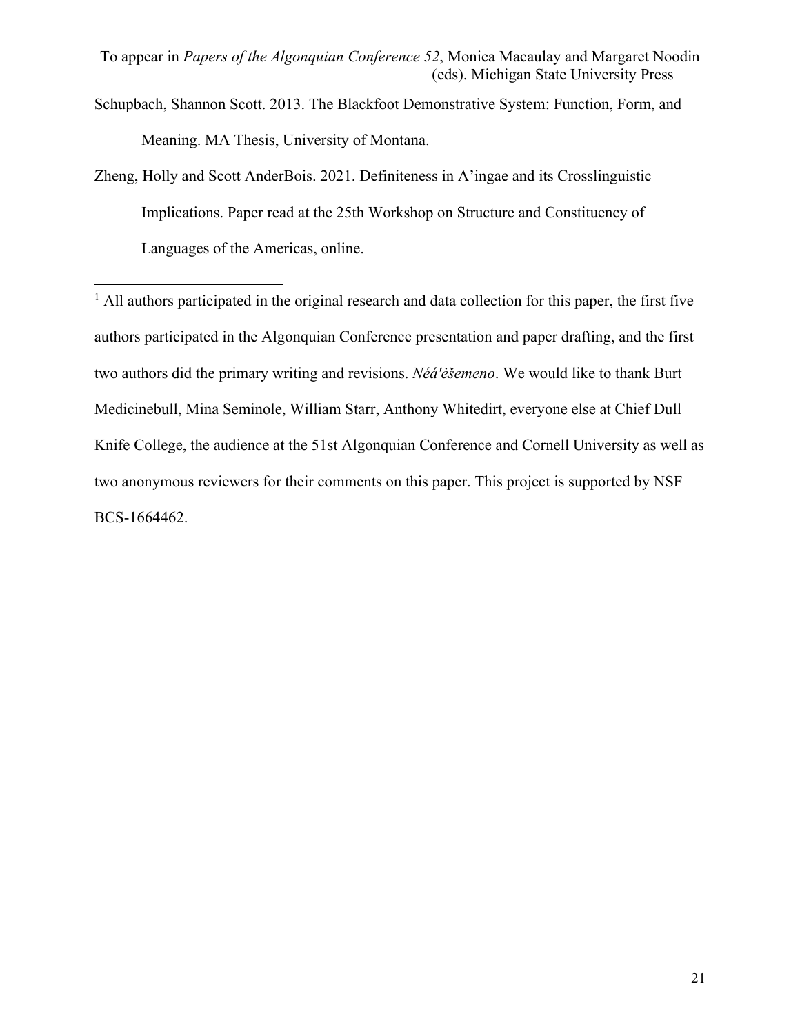Schupbach, Shannon Scott. 2013. The Blackfoot Demonstrative System: Function, Form, and Meaning. MA Thesis, University of Montana.

Zheng, Holly and Scott AnderBois. 2021. Definiteness in A'ingae and its Crosslinguistic Implications. Paper read at the 25th Workshop on Structure and Constituency of Languages of the Americas, online.

---

[1] All authors participated in the original research and data collection for this paper, the first five authors participated in the Algonquian Conference presentation and paper drafting, and the first two authors did the primary writing and revisions. *Néá'ěšemeno*. We would like to thank Burt Medicinebull, Mina Seminole, William Starr, Anthony Whitedirt, everyone else at Chief Dull Knife College, the audience at the 51st Algonquian Conference and Cornell University as well as two anonymous reviewers for their comments on this paper. This project is supported by NSF BCS-1664462.